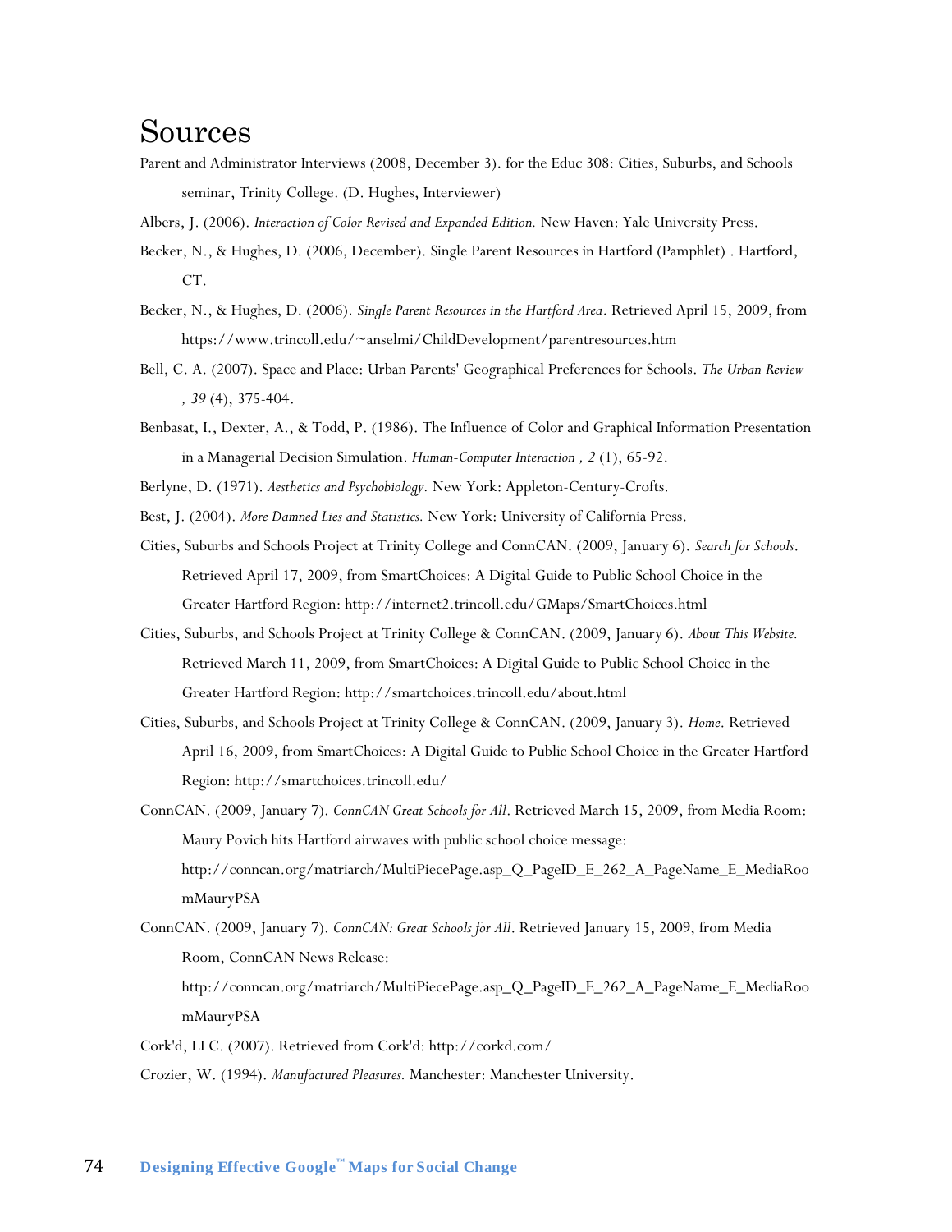# Sources

Parent and Administrator Interviews (2008, December 3). for the Educ 308: Cities, Suburbs, and Schools seminar, Trinity College. (D. Hughes, Interviewer)

Albers, J. (2006). *Interaction of Color Revised and Expanded Edition.* New Haven: Yale University Press.

Becker, N., & Hughes, D. (2006, December). Single Parent Resources in Hartford (Pamphlet) . Hartford, CT.

Becker, N., & Hughes, D. (2006). *Single Parent Resources in the Hartford Area*. Retrieved April 15, 2009, from https://www.trincoll.edu/~anselmi/ChildDevelopment/parentresources.htm

Bell, C. A. (2007). Space and Place: Urban Parents' Geographical Preferences for Schools. *The Urban Review , 39* (4), 375-404.

Benbasat, I., Dexter, A., & Todd, P. (1986). The Influence of Color and Graphical Information Presentation in a Managerial Decision Simulation. *Human-Computer Interaction , 2* (1), 65-92.

Berlyne, D. (1971). *Aesthetics and Psychobiology.* New York: Appleton-Century-Crofts.

Best, J. (2004). *More Damned Lies and Statistics.* New York: University of California Press.

Cities, Suburbs and Schools Project at Trinity College and ConnCAN. (2009, January 6). *Search for Schools*. Retrieved April 17, 2009, from SmartChoices: A Digital Guide to Public School Choice in the Greater Hartford Region: http://internet2.trincoll.edu/GMaps/SmartChoices.html

Cities, Suburbs, and Schools Project at Trinity College & ConnCAN. (2009, January 6). *About This Website.* Retrieved March 11, 2009, from SmartChoices: A Digital Guide to Public School Choice in the Greater Hartford Region: http://smartchoices.trincoll.edu/about.html

Cities, Suburbs, and Schools Project at Trinity College & ConnCAN. (2009, January 3). *Home*. Retrieved April 16, 2009, from SmartChoices: A Digital Guide to Public School Choice in the Greater Hartford Region: http://smartchoices.trincoll.edu/

ConnCAN. (2009, January 7). *ConnCAN Great Schools for All*. Retrieved March 15, 2009, from Media Room: Maury Povich hits Hartford airwaves with public school choice message: http://conncan.org/matriarch/MultiPiecePage.asp_Q_PageID_E_262_A_PageName_E_MediaRoomMauryPSA

ConnCAN. (2009, January 7). *ConnCAN: Great Schools for All*. Retrieved January 15, 2009, from Media Room, ConnCAN News Release: http://conncan.org/matriarch/MultiPiecePage.asp_Q_PageID_E_262_A_PageName_E_MediaRoomMauryPSA

Cork'd, LLC. (2007). Retrieved from Cork'd: http://corkd.com/

Crozier, W. (1994). *Manufactured Pleasures.* Manchester: Manchester University.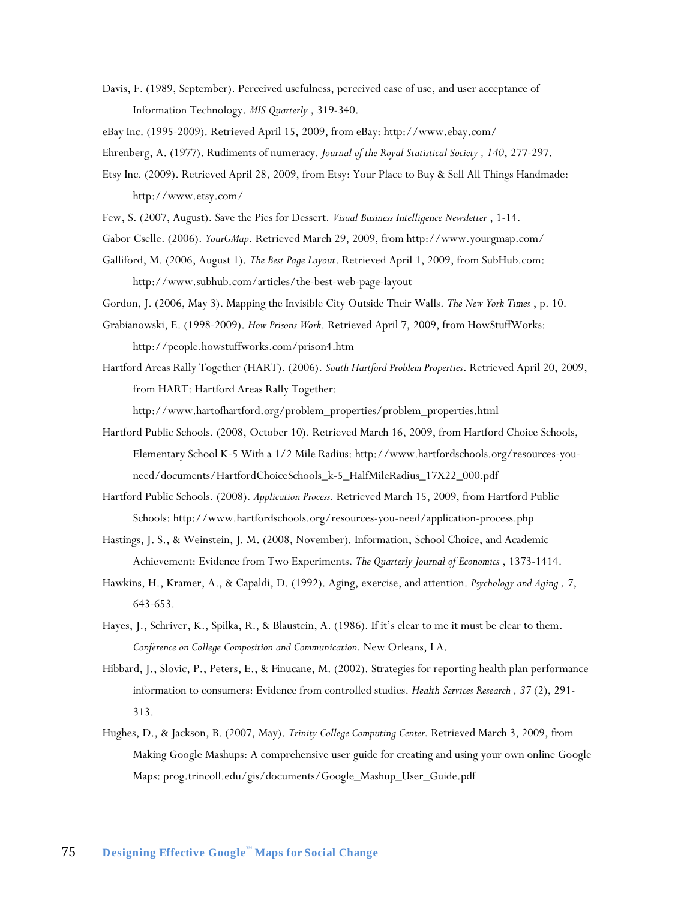Davis, F. (1989, September). Perceived usefulness, perceived ease of use, and user acceptance of Information Technology. *MIS Quarterly* , 319-340.

eBay Inc. (1995-2009). Retrieved April 15, 2009, from eBay: http://www.ebay.com/

Ehrenberg, A. (1977). Rudiments of numeracy. *Journal of the Royal Statistical Society , 140*, 277-297.

Etsy Inc. (2009). Retrieved April 28, 2009, from Etsy: Your Place to Buy & Sell All Things Handmade: http://www.etsy.com/

Few, S. (2007, August). Save the Pies for Dessert. *Visual Business Intelligence Newsletter* , 1-14.

Gabor Cselle. (2006). *YourGMap*. Retrieved March 29, 2009, from http://www.yourgmap.com/

Galliford, M. (2006, August 1). *The Best Page Layout*. Retrieved April 1, 2009, from SubHub.com: http://www.subhub.com/articles/the-best-web-page-layout

Gordon, J. (2006, May 3). Mapping the Invisible City Outside Their Walls. *The New York Times* , p. 10.

Grabianowski, E. (1998-2009). *How Prisons Work*. Retrieved April 7, 2009, from HowStuffWorks: http://people.howstuffworks.com/prison4.htm

Hartford Areas Rally Together (HART). (2006). *South Hartford Problem Properties*. Retrieved April 20, 2009, from HART: Hartford Areas Rally Together: http://www.hartofhartford.org/problem_properties/problem_properties.html

Hartford Public Schools. (2008, October 10). Retrieved March 16, 2009, from Hartford Choice Schools, Elementary School K-5 With a 1/2 Mile Radius: http://www.hartfordschools.org/resources-you-need/documents/HartfordChoiceSchools_k-5_HalfMileRadius_17X22_000.pdf

Hartford Public Schools. (2008). *Application Process*. Retrieved March 15, 2009, from Hartford Public Schools: http://www.hartfordschools.org/resources-you-need/application-process.php

Hastings, J. S., & Weinstein, J. M. (2008, November). Information, School Choice, and Academic Achievement: Evidence from Two Experiments. *The Quarterly Journal of Economics* , 1373-1414.

Hawkins, H., Kramer, A., & Capaldi, D. (1992). Aging, exercise, and attention. *Psychology and Aging , 7*, 643-653.

Hayes, J., Schriver, K., Spilka, R., & Blaustein, A. (1986). If it's clear to me it must be clear to them. *Conference on College Composition and Communication.* New Orleans, LA.

Hibbard, J., Slovic, P., Peters, E., & Finucane, M. (2002). Strategies for reporting health plan performance information to consumers: Evidence from controlled studies. *Health Services Research , 37* (2), 291-313.

Hughes, D., & Jackson, B. (2007, May). *Trinity College Computing Center.* Retrieved March 3, 2009, from Making Google Mashups: A comprehensive user guide for creating and using your own online Google Maps: prog.trincoll.edu/gis/documents/Google_Mashup_User_Guide.pdf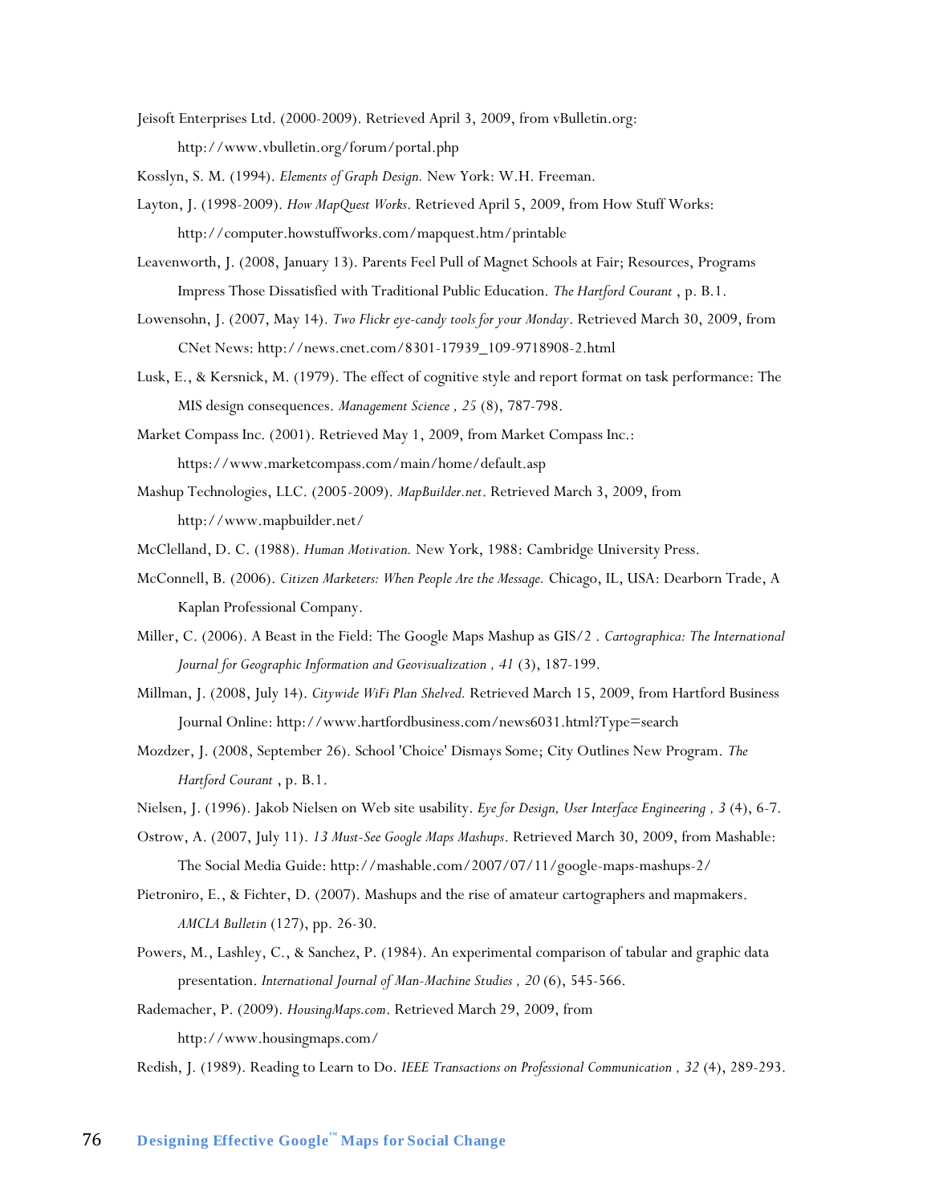Jeisoft Enterprises Ltd. (2000-2009). Retrieved April 3, 2009, from vBulletin.org: http://www.vbulletin.org/forum/portal.php

Kosslyn, S. M. (1994). *Elements of Graph Design.* New York: W.H. Freeman.

Layton, J. (1998-2009). *How MapQuest Works*. Retrieved April 5, 2009, from How Stuff Works: http://computer.howstuffworks.com/mapquest.htm/printable

Leavenworth, J. (2008, January 13). Parents Feel Pull of Magnet Schools at Fair; Resources, Programs Impress Those Dissatisfied with Traditional Public Education. *The Hartford Courant* , p. B.1.

Lowensohn, J. (2007, May 14). *Two Flickr eye-candy tools for your Monday*. Retrieved March 30, 2009, from CNet News: http://news.cnet.com/8301-17939_109-9718908-2.html

Lusk, E., & Kersnick, M. (1979). The effect of cognitive style and report format on task performance: The MIS design consequences. *Management Science , 25* (8), 787-798.

Market Compass Inc. (2001). Retrieved May 1, 2009, from Market Compass Inc.: https://www.marketcompass.com/main/home/default.asp

Mashup Technologies, LLC. (2005-2009). *MapBuilder.net*. Retrieved March 3, 2009, from http://www.mapbuilder.net/

McClelland, D. C. (1988). *Human Motivation.* New York, 1988: Cambridge University Press.

McConnell, B. (2006). *Citizen Marketers: When People Are the Message.* Chicago, IL, USA: Dearborn Trade, A Kaplan Professional Company.

Miller, C. (2006). A Beast in the Field: The Google Maps Mashup as GIS/2 . *Cartographica: The International Journal for Geographic Information and Geovisualization , 41* (3), 187-199.

Millman, J. (2008, July 14). *Citywide WiFi Plan Shelved.* Retrieved March 15, 2009, from Hartford Business Journal Online: http://www.hartfordbusiness.com/news6031.html?Type=search

Mozdzer, J. (2008, September 26). School 'Choice' Dismays Some; City Outlines New Program. *The Hartford Courant* , p. B.1.

Nielsen, J. (1996). Jakob Nielsen on Web site usability. *Eye for Design, User Interface Engineering , 3* (4), 6-7.

Ostrow, A. (2007, July 11). *13 Must-See Google Maps Mashups*. Retrieved March 30, 2009, from Mashable: The Social Media Guide: http://mashable.com/2007/07/11/google-maps-mashups-2/

Pietroniro, E., & Fichter, D. (2007). Mashups and the rise of amateur cartographers and mapmakers. *AMCLA Bulletin* (127), pp. 26-30.

Powers, M., Lashley, C., & Sanchez, P. (1984). An experimental comparison of tabular and graphic data presentation. *International Journal of Man-Machine Studies , 20* (6), 545-566.

Rademacher, P. (2009). *HousingMaps.com*. Retrieved March 29, 2009, from http://www.housingmaps.com/

Redish, J. (1989). Reading to Learn to Do. *IEEE Transactions on Professional Communication , 32* (4), 289-293.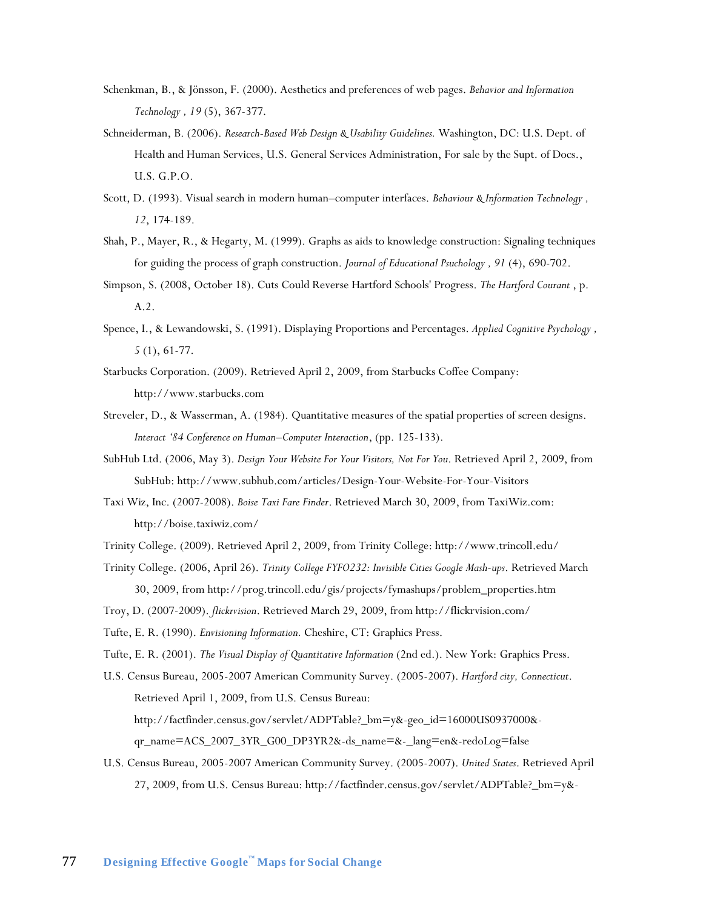Schenkman, B., & Jönsson, F. (2000). Aesthetics and preferences of web pages. *Behavior and Information Technology , 19* (5), 367-377.

Schneiderman, B. (2006). *Research-Based Web Design & Usability Guidelines.* Washington, DC: U.S. Dept. of Health and Human Services, U.S. General Services Administration, For sale by the Supt. of Docs., U.S. G.P.O.

Scott, D. (1993). Visual search in modern human–computer interfaces. *Behaviour & Information Technology , 12*, 174-189.

Shah, P., Mayer, R., & Hegarty, M. (1999). Graphs as aids to knowledge construction: Signaling techniques for guiding the process of graph construction. *Journal of Educational Psuchology , 91* (4), 690-702.

Simpson, S. (2008, October 18). Cuts Could Reverse Hartford Schools' Progress. *The Hartford Courant* , p. A.2.

Spence, I., & Lewandowski, S. (1991). Displaying Proportions and Percentages. *Applied Cognitive Psychology , 5* (1), 61-77.

Starbucks Corporation. (2009). Retrieved April 2, 2009, from Starbucks Coffee Company: http://www.starbucks.com

Streveler, D., & Wasserman, A. (1984). Quantitative measures of the spatial properties of screen designs. *Interact '84 Conference on Human–Computer Interaction*, (pp. 125-133).

SubHub Ltd. (2006, May 3). *Design Your Website For Your Visitors, Not For You*. Retrieved April 2, 2009, from SubHub: http://www.subhub.com/articles/Design-Your-Website-For-Your-Visitors

Taxi Wiz, Inc. (2007-2008). *Boise Taxi Fare Finder*. Retrieved March 30, 2009, from TaxiWiz.com: http://boise.taxiwiz.com/

Trinity College. (2009). Retrieved April 2, 2009, from Trinity College: http://www.trincoll.edu/

Trinity College. (2006, April 26). *Trinity College FYFO232: Invisible Cities Google Mash-ups*. Retrieved March 30, 2009, from http://prog.trincoll.edu/gis/projects/fymashups/problem_properties.htm

Troy, D. (2007-2009). *flickrvision*. Retrieved March 29, 2009, from http://flickrvision.com/

Tufte, E. R. (1990). *Envisioning Information.* Cheshire, CT: Graphics Press.

Tufte, E. R. (2001). *The Visual Display of Quantitative Information* (2nd ed.). New York: Graphics Press.

U.S. Census Bureau, 2005-2007 American Community Survey. (2005-2007). *Hartford city, Connecticut*. Retrieved April 1, 2009, from U.S. Census Bureau: http://factfinder.census.gov/servlet/ADPTable?_bm=y&-geo_id=16000US0937000&-qr_name=ACS_2007_3YR_G00_DP3YR2&-ds_name=&-_lang=en&-redoLog=false

U.S. Census Bureau, 2005-2007 American Community Survey. (2005-2007). *United States*. Retrieved April 27, 2009, from U.S. Census Bureau: http://factfinder.census.gov/servlet/ADPTable?_bm=y&-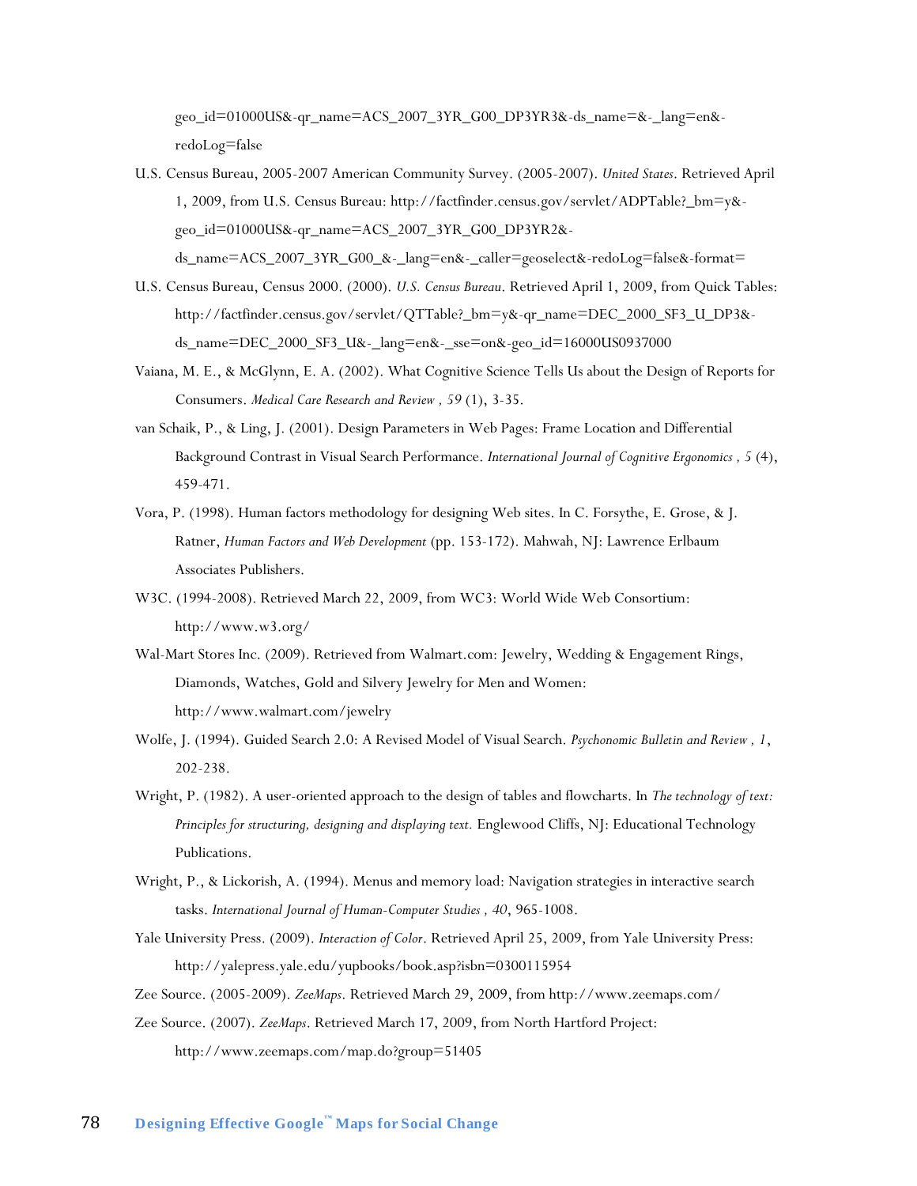geo_id=01000US&-qr_name=ACS_2007_3YR_G00_DP3YR3&-ds_name=&-_lang=en&-redoLog=false

U.S. Census Bureau, 2005-2007 American Community Survey. (2005-2007). *United States*. Retrieved April 1, 2009, from U.S. Census Bureau: http://factfinder.census.gov/servlet/ADPTable?_bm=y&-geo_id=01000US&-qr_name=ACS_2007_3YR_G00_DP3YR2&-ds_name=ACS_2007_3YR_G00_&-_lang=en&-_caller=geoselect&-redoLog=false&-format=

U.S. Census Bureau, Census 2000. (2000). *U.S. Census Bureau*. Retrieved April 1, 2009, from Quick Tables: http://factfinder.census.gov/servlet/QTTable?_bm=y&-qr_name=DEC_2000_SF3_U_DP3&-ds_name=DEC_2000_SF3_U&-_lang=en&-_sse=on&-geo_id=16000US0937000

Vaiana, M. E., & McGlynn, E. A. (2002). What Cognitive Science Tells Us about the Design of Reports for Consumers. *Medical Care Research and Review , 59* (1), 3-35.

van Schaik, P., & Ling, J. (2001). Design Parameters in Web Pages: Frame Location and Differential Background Contrast in Visual Search Performance. *International Journal of Cognitive Ergonomics , 5* (4), 459-471.

Vora, P. (1998). Human factors methodology for designing Web sites. In C. Forsythe, E. Grose, & J. Ratner, *Human Factors and Web Development* (pp. 153-172). Mahwah, NJ: Lawrence Erlbaum Associates Publishers.

W3C. (1994-2008). Retrieved March 22, 2009, from WC3: World Wide Web Consortium: http://www.w3.org/

Wal-Mart Stores Inc. (2009). Retrieved from Walmart.com: Jewelry, Wedding & Engagement Rings, Diamonds, Watches, Gold and Silvery Jewelry for Men and Women: http://www.walmart.com/jewelry

Wolfe, J. (1994). Guided Search 2.0: A Revised Model of Visual Search. *Psychonomic Bulletin and Review , 1*, 202-238.

Wright, P. (1982). A user-oriented approach to the design of tables and flowcharts. In *The technology of text: Principles for structuring, designing and displaying text.* Englewood Cliffs, NJ: Educational Technology Publications.

Wright, P., & Lickorish, A. (1994). Menus and memory load: Navigation strategies in interactive search tasks. *International Journal of Human-Computer Studies , 40*, 965-1008.

Yale University Press. (2009). *Interaction of Color*. Retrieved April 25, 2009, from Yale University Press: http://yalepress.yale.edu/yupbooks/book.asp?isbn=0300115954

Zee Source. (2005-2009). *ZeeMaps*. Retrieved March 29, 2009, from http://www.zeemaps.com/

Zee Source. (2007). *ZeeMaps*. Retrieved March 17, 2009, from North Hartford Project: http://www.zeemaps.com/map.do?group=51405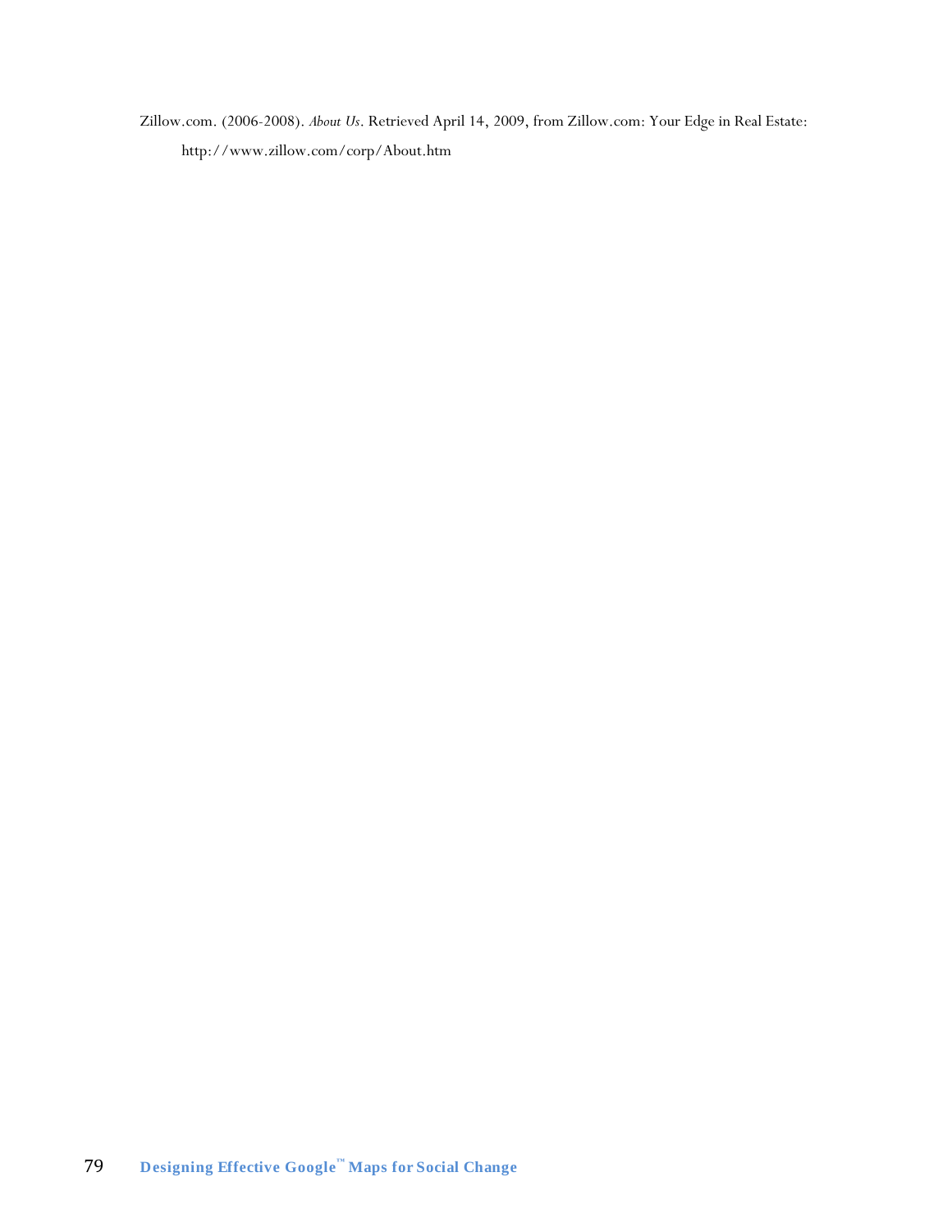Zillow.com. (2006-2008). *About Us*. Retrieved April 14, 2009, from Zillow.com: Your Edge in Real Estate: http://www.zillow.com/corp/About.htm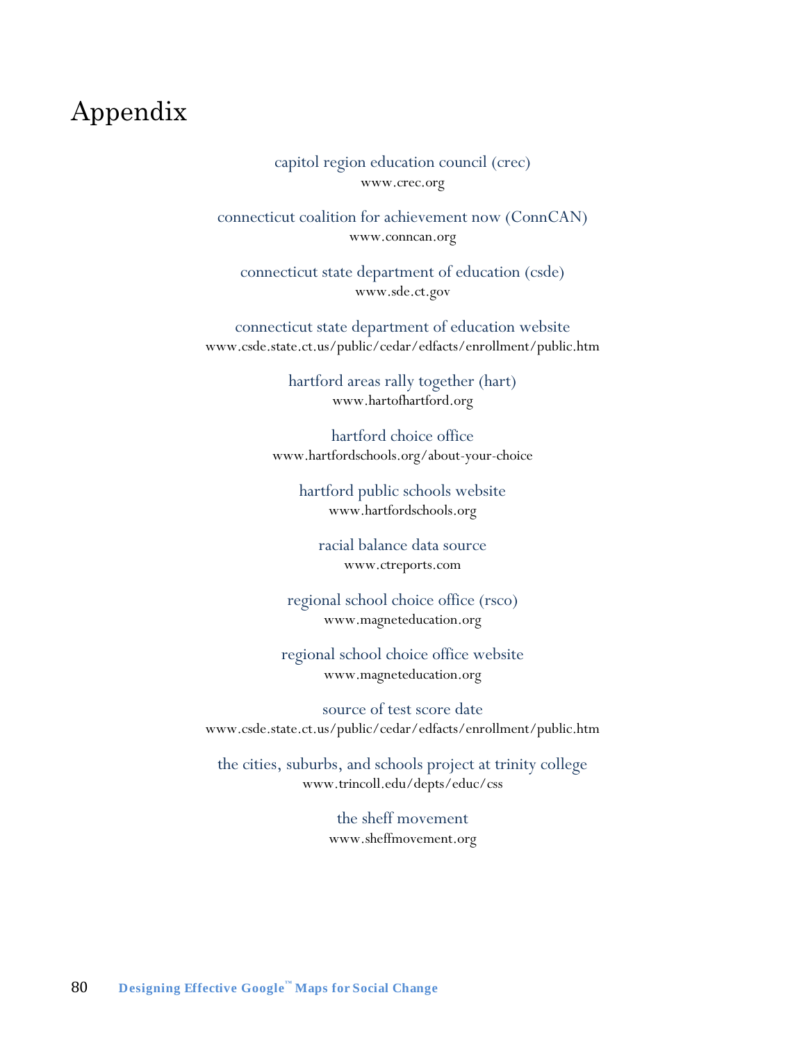# Appendix

capitol region education council (crec)
www.crec.org

connecticut coalition for achievement now (ConnCAN)
www.conncan.org

connecticut state department of education (csde)
www.sde.ct.gov

connecticut state department of education website
www.csde.state.ct.us/public/cedar/edfacts/enrollment/public.htm

hartford areas rally together (hart)
www.hartofhartford.org

hartford choice office
www.hartfordschools.org/about-your-choice

hartford public schools website
www.hartfordschools.org

racial balance data source
www.ctreports.com

regional school choice office (rsco)
www.magneteducation.org

regional school choice office website
www.magneteducation.org

source of test score date
www.csde.state.ct.us/public/cedar/edfacts/enrollment/public.htm

the cities, suburbs, and schools project at trinity college
www.trincoll.edu/depts/educ/css

the sheff movement
www.sheffmovement.org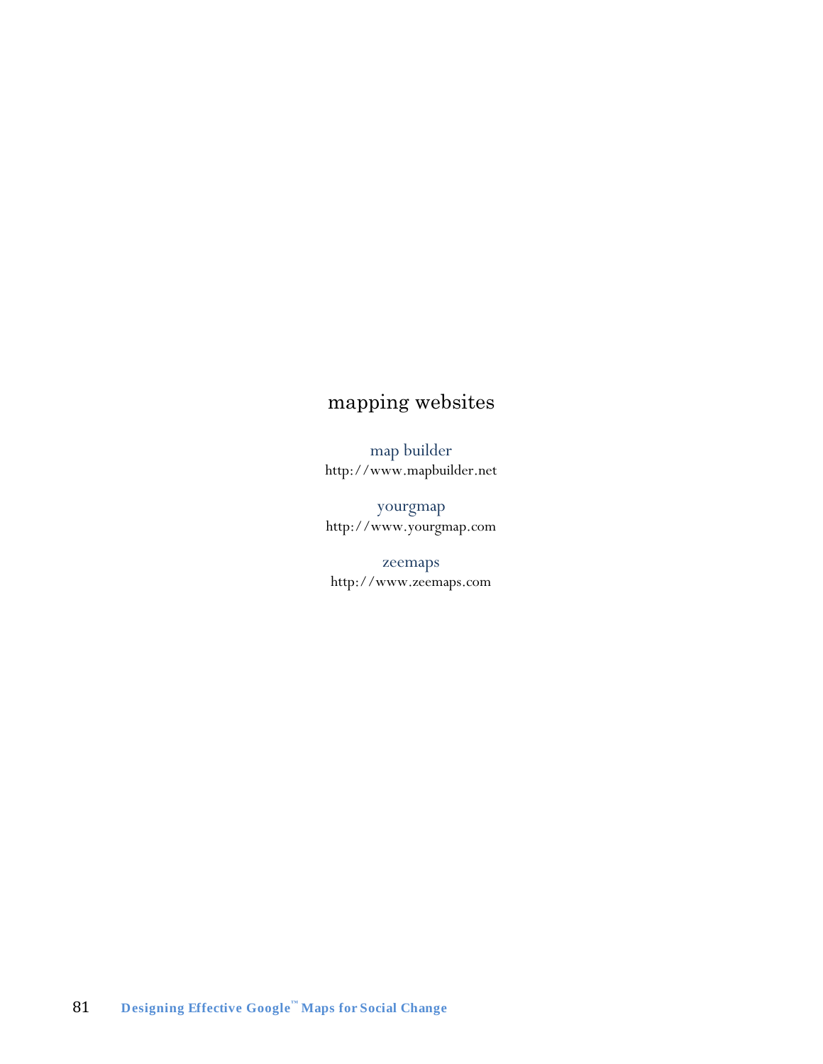## mapping websites

map builder
http://www.mapbuilder.net

yourgmap
http://www.yourgmap.com

zeemaps
http://www.zeemaps.com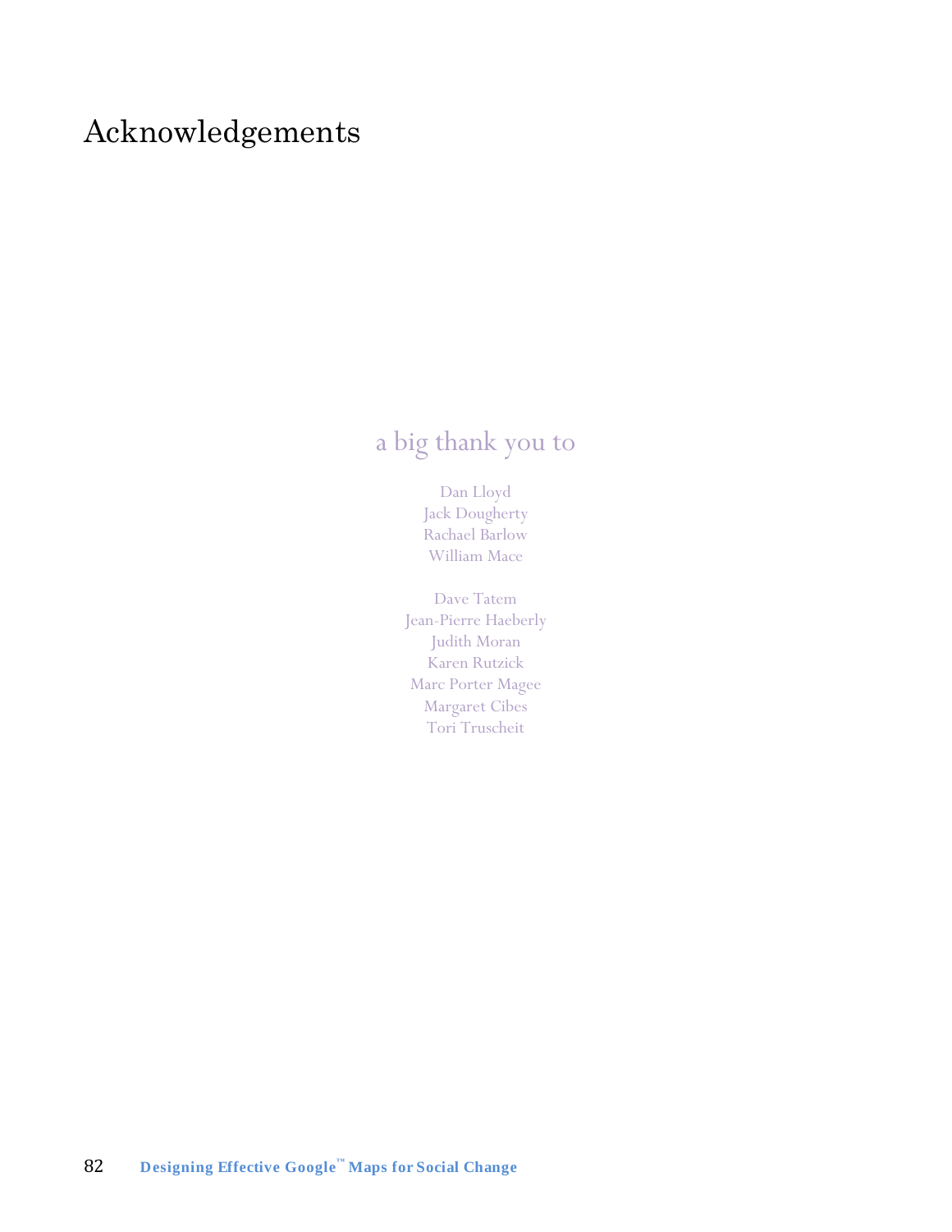# Acknowledgements

a big thank you to

Dan Lloyd
Jack Dougherty
Rachael Barlow
William Mace

Dave Tatem
Jean-Pierre Haeberly
Judith Moran
Karen Rutzick
Marc Porter Magee
Margaret Cibes
Tori Truscheit